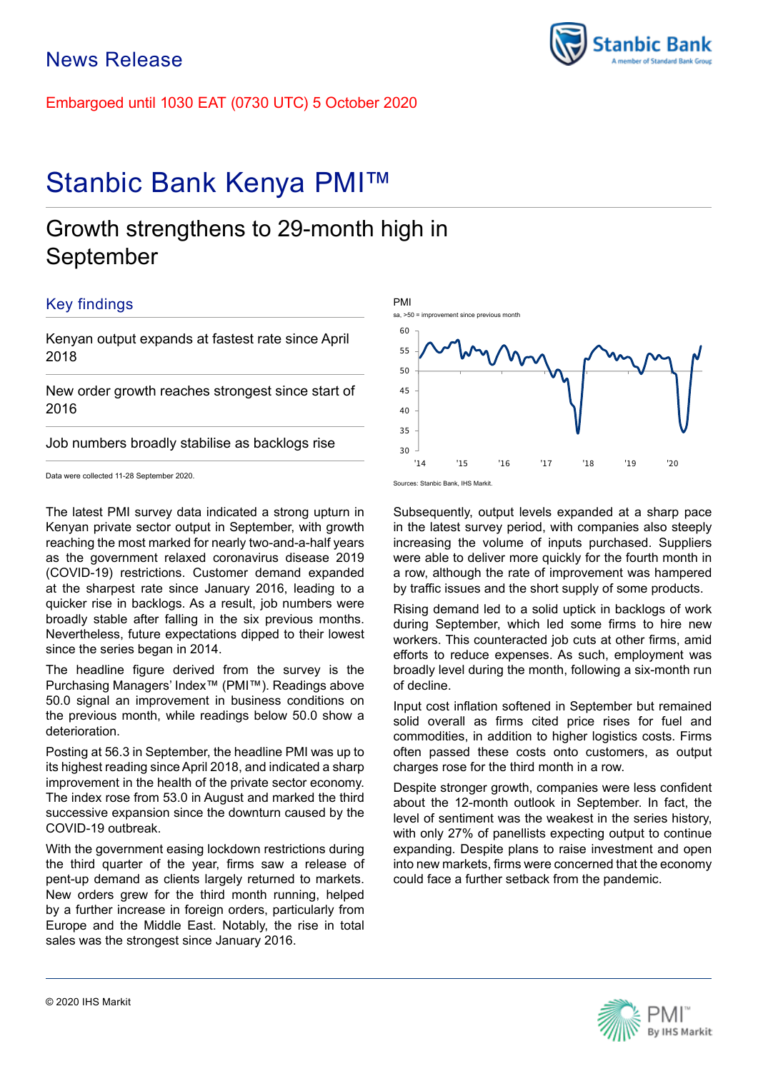News Release

Embargoed until 1030 EAT (0730 UTC) 5 October 2020

# Stanbic Bank Kenya PMI™

## Growth strengthens to 29-month high in September

### Key findings

Kenyan output expands at fastest rate since April 2018

New order growth reaches strongest since start of 2016

Job numbers broadly stabilise as backlogs rise

Data were collected 11-28 September 2020.

PMI
sa, >50 = improvement since previous month

Sources: Stanbic Bank, IHS Markit.

The latest PMI survey data indicated a strong upturn in Kenyan private sector output in September, with growth reaching the most marked for nearly two-and-a-half years as the government relaxed coronavirus disease 2019 (COVID-19) restrictions. Customer demand expanded at the sharpest rate since January 2016, leading to a quicker rise in backlogs. As a result, job numbers were broadly stable after falling in the six previous months. Nevertheless, future expectations dipped to their lowest since the series began in 2014.

The headline figure derived from the survey is the Purchasing Managers' Index™ (PMI™). Readings above 50.0 signal an improvement in business conditions on the previous month, while readings below 50.0 show a deterioration.

Posting at 56.3 in September, the headline PMI was up to its highest reading since April 2018, and indicated a sharp improvement in the health of the private sector economy. The index rose from 53.0 in August and marked the third successive expansion since the downturn caused by the COVID-19 outbreak.

With the government easing lockdown restrictions during the third quarter of the year, firms saw a release of pent-up demand as clients largely returned to markets. New orders grew for the third month running, helped by a further increase in foreign orders, particularly from Europe and the Middle East. Notably, the rise in total sales was the strongest since January 2016.

Subsequently, output levels expanded at a sharp pace in the latest survey period, with companies also steeply increasing the volume of inputs purchased. Suppliers were able to deliver more quickly for the fourth month in a row, although the rate of improvement was hampered by traffic issues and the short supply of some products.

Rising demand led to a solid uptick in backlogs of work during September, which led some firms to hire new workers. This counteracted job cuts at other firms, amid efforts to reduce expenses. As such, employment was broadly level during the month, following a six-month run of decline.

Input cost inflation softened in September but remained solid overall as firms cited price rises for fuel and commodities, in addition to higher logistics costs. Firms often passed these costs onto customers, as output charges rose for the third month in a row.

Despite stronger growth, companies were less confident about the 12-month outlook in September. In fact, the level of sentiment was the weakest in the series history, with only 27% of panellists expecting output to continue expanding. Despite plans to raise investment and open into new markets, firms were concerned that the economy could face a further setback from the pandemic.

© 2020 IHS Markit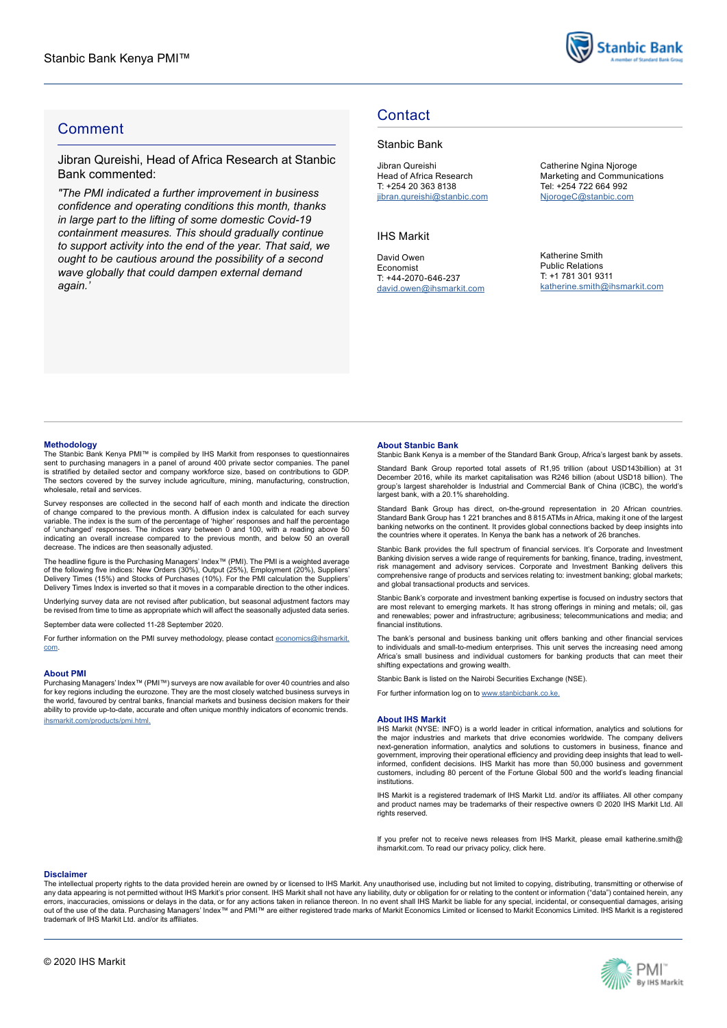## Comment

Jibran Qureishi, Head of Africa Research at Stanbic Bank commented:

*"The PMI indicated a further improvement in business confidence and operating conditions this month, thanks in large part to the lifting of some domestic Covid-19 containment measures. This should gradually continue to support activity into the end of the year. That said, we ought to be cautious around the possibility of a second wave globally that could dampen external demand again.'*

## Contact

### Stanbic Bank

Jibran Qureishi
Head of Africa Research
T: +254 20 363 8138
jibran.qureishi@stanbic.com

Catherine Ngina Njoroge
Marketing and Communications
Tel: +254 722 664 992
NjorogeC@stanbic.com

### IHS Markit

David Owen
Economist
T: +44-2070-646-237
david.owen@ihsmarkit.com

Katherine Smith
Public Relations
T: +1 781 301 9311
katherine.smith@ihsmarkit.com

**Methodology**

The Stanbic Bank Kenya PMI™ is compiled by IHS Markit from responses to questionnaires sent to purchasing managers in a panel of around 400 private sector companies. The panel is stratified by detailed sector and company workforce size, based on contributions to GDP. The sectors covered by the survey include agriculture, mining, manufacturing, construction, wholesale, retail and services.

Survey responses are collected in the second half of each month and indicate the direction of change compared to the previous month. A diffusion index is calculated for each survey variable. The index is the sum of the percentage of 'higher' responses and half the percentage of 'unchanged' responses. The indices vary between 0 and 100, with a reading above 50 indicating an overall increase compared to the previous month, and below 50 an overall decrease. The indices are then seasonally adjusted.

The headline figure is the Purchasing Managers' Index™ (PMI). The PMI is a weighted average of the following five indices: New Orders (30%), Output (25%), Employment (20%), Suppliers' Delivery Times (15%) and Stocks of Purchases (10%). For the PMI calculation the Suppliers' Delivery Times Index is inverted so that it moves in a comparable direction to the other indices.

Underlying survey data are not revised after publication, but seasonal adjustment factors may be revised from time to time as appropriate which will affect the seasonally adjusted data series.

September data were collected 11-28 September 2020.

For further information on the PMI survey methodology, please contact economics@ihsmarkit.com.

**About PMI**

Purchasing Managers' Index™ (PMI™) surveys are now available for over 40 countries and also for key regions including the eurozone. They are the most closely watched business surveys in the world, favoured by central banks, financial markets and business decision makers for their ability to provide up-to-date, accurate and often unique monthly indicators of economic trends. ihsmarkit.com/products/pmi.html.

**About Stanbic Bank**

Stanbic Bank Kenya is a member of the Standard Bank Group, Africa's largest bank by assets.

Standard Bank Group reported total assets of R1,95 trillion (about USD143billion) at 31 December 2016, while its market capitalisation was R246 billion (about USD18 billion). The group's largest shareholder is Industrial and Commercial Bank of China (ICBC), the world's largest bank, with a 20.1% shareholding.

Standard Bank Group has direct, on-the-ground representation in 20 African countries. Standard Bank Group has 1 221 branches and 8 815 ATMs in Africa, making it one of the largest banking networks on the continent. It provides global connections backed by deep insights into the countries where it operates. In Kenya the bank has a network of 26 branches.

Stanbic Bank provides the full spectrum of financial services. It's Corporate and Investment Banking division serves a wide range of requirements for banking, finance, trading, investment, risk management and advisory services. Corporate and Investment Banking delivers this comprehensive range of products and services relating to: investment banking; global markets; and global transactional products and services.

Stanbic Bank's corporate and investment banking expertise is focused on industry sectors that are most relevant to emerging markets. It has strong offerings in mining and metals; oil, gas and renewables; power and infrastructure; agribusiness; telecommunications and media; and financial institutions.

The bank's personal and business banking unit offers banking and other financial services to individuals and small-to-medium enterprises. This unit serves the increasing need among Africa's small business and individual customers for banking products that can meet their shifting expectations and growing wealth.

Stanbic Bank is listed on the Nairobi Securities Exchange (NSE).

For further information log on to www.stanbicbank.co.ke.

**About IHS Markit**

IHS Markit (NYSE: INFO) is a world leader in critical information, analytics and solutions for the major industries and markets that drive economies worldwide. The company delivers next-generation information, analytics and solutions to customers in business, finance and government, improving their operational efficiency and providing deep insights that lead to well-informed, confident decisions. IHS Markit has more than 50,000 business and government customers, including 80 percent of the Fortune Global 500 and the world's leading financial institutions.

IHS Markit is a registered trademark of IHS Markit Ltd. and/or its affiliates. All other company and product names may be trademarks of their respective owners © 2020 IHS Markit Ltd. All rights reserved.

If you prefer not to receive news releases from IHS Markit, please email katherine.smith@ihsmarkit.com. To read our privacy policy, click here.

**Disclaimer**

The intellectual property rights to the data provided herein are owned by or licensed to IHS Markit. Any unauthorised use, including but not limited to copying, distributing, transmitting or otherwise of any data appearing is not permitted without IHS Markit's prior consent. IHS Markit shall not have any liability, duty or obligation for or relating to the content or information ("data") contained herein, any errors, inaccuracies, omissions or delays in the data, or for any actions taken in reliance thereon. In no event shall IHS Markit be liable for any special, incidental, or consequential damages, arising out of the use of the data. Purchasing Managers' Index™ and PMI™ are either registered trade marks of Markit Economics Limited or licensed to Markit Economics Limited. IHS Markit is a registered trademark of IHS Markit Ltd. and/or its affiliates.

© 2020 IHS Markit